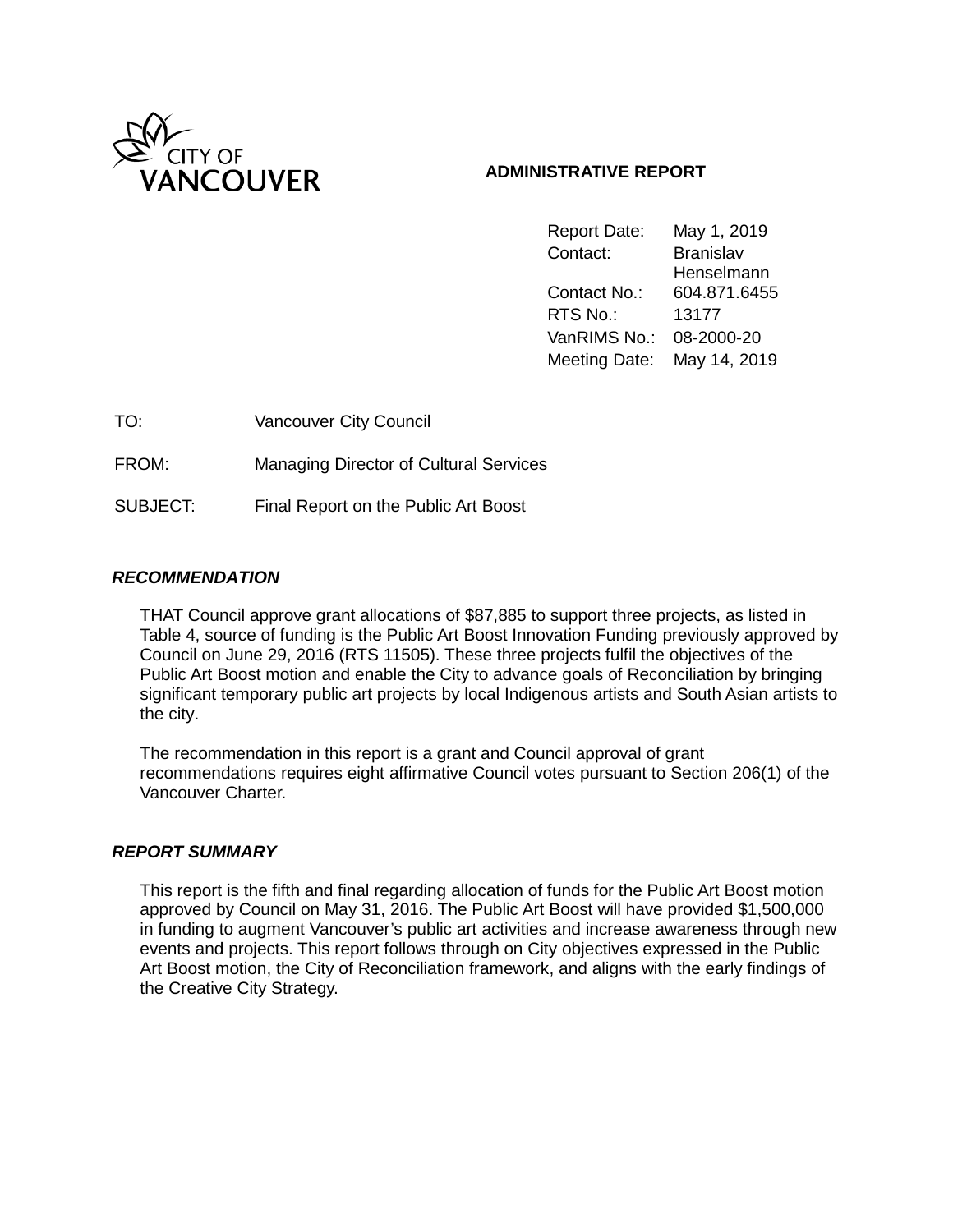CITY OF VANCOUVER

**ADMINISTRATIVE REPORT**

| | |
|---|---|
| Report Date: | May 1, 2019 |
| Contact: | Branislav Henselmann |
| Contact No.: | 604.871.6455 |
| RTS No.: | 13177 |
| VanRIMS No.: | 08-2000-20 |
| Meeting Date: | May 14, 2019 |

TO: Vancouver City Council

FROM: Managing Director of Cultural Services

SUBJECT: Final Report on the Public Art Boost

## *RECOMMENDATION*

THAT Council approve grant allocations of $87,885 to support three projects, as listed in Table 4, source of funding is the Public Art Boost Innovation Funding previously approved by Council on June 29, 2016 (RTS 11505). These three projects fulfil the objectives of the Public Art Boost motion and enable the City to advance goals of Reconciliation by bringing significant temporary public art projects by local Indigenous artists and South Asian artists to the city.

The recommendation in this report is a grant and Council approval of grant recommendations requires eight affirmative Council votes pursuant to Section 206(1) of the Vancouver Charter.

## *REPORT SUMMARY*

This report is the fifth and final regarding allocation of funds for the Public Art Boost motion approved by Council on May 31, 2016. The Public Art Boost will have provided $1,500,000 in funding to augment Vancouver's public art activities and increase awareness through new events and projects. This report follows through on City objectives expressed in the Public Art Boost motion, the City of Reconciliation framework, and aligns with the early findings of the Creative City Strategy.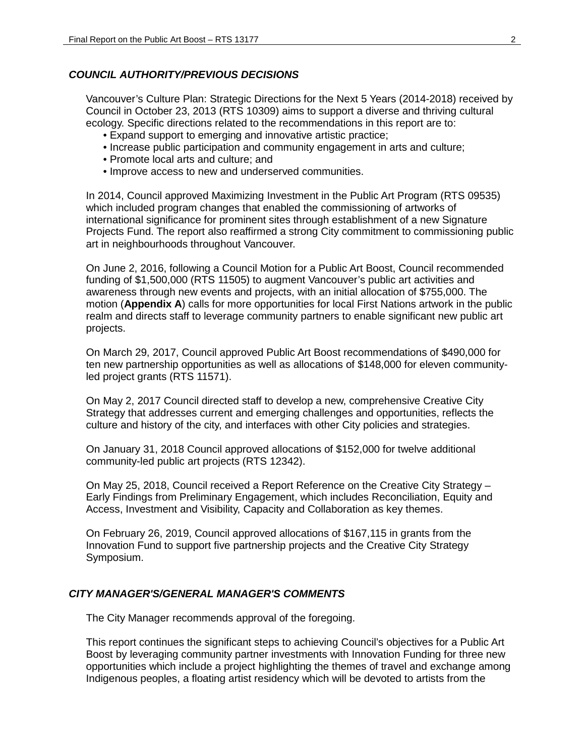### *COUNCIL AUTHORITY/PREVIOUS DECISIONS*

Vancouver's Culture Plan: Strategic Directions for the Next 5 Years (2014-2018) received by Council in October 23, 2013 (RTS 10309) aims to support a diverse and thriving cultural ecology. Specific directions related to the recommendations in this report are to:

- Expand support to emerging and innovative artistic practice;
- Increase public participation and community engagement in arts and culture;
- Promote local arts and culture; and
- Improve access to new and underserved communities.

In 2014, Council approved Maximizing Investment in the Public Art Program (RTS 09535) which included program changes that enabled the commissioning of artworks of international significance for prominent sites through establishment of a new Signature Projects Fund. The report also reaffirmed a strong City commitment to commissioning public art in neighbourhoods throughout Vancouver.

On June 2, 2016, following a Council Motion for a Public Art Boost, Council recommended funding of $1,500,000 (RTS 11505) to augment Vancouver's public art activities and awareness through new events and projects, with an initial allocation of $755,000. The motion (**Appendix A**) calls for more opportunities for local First Nations artwork in the public realm and directs staff to leverage community partners to enable significant new public art projects.

On March 29, 2017, Council approved Public Art Boost recommendations of $490,000 for ten new partnership opportunities as well as allocations of $148,000 for eleven community-led project grants (RTS 11571).

On May 2, 2017 Council directed staff to develop a new, comprehensive Creative City Strategy that addresses current and emerging challenges and opportunities, reflects the culture and history of the city, and interfaces with other City policies and strategies.

On January 31, 2018 Council approved allocations of $152,000 for twelve additional community-led public art projects (RTS 12342).

On May 25, 2018, Council received a Report Reference on the Creative City Strategy – Early Findings from Preliminary Engagement, which includes Reconciliation, Equity and Access, Investment and Visibility, Capacity and Collaboration as key themes.

On February 26, 2019, Council approved allocations of $167,115 in grants from the Innovation Fund to support five partnership projects and the Creative City Strategy Symposium.

### *CITY MANAGER'S/GENERAL MANAGER'S COMMENTS*

The City Manager recommends approval of the foregoing.

This report continues the significant steps to achieving Council's objectives for a Public Art Boost by leveraging community partner investments with Innovation Funding for three new opportunities which include a project highlighting the themes of travel and exchange among Indigenous peoples, a floating artist residency which will be devoted to artists from the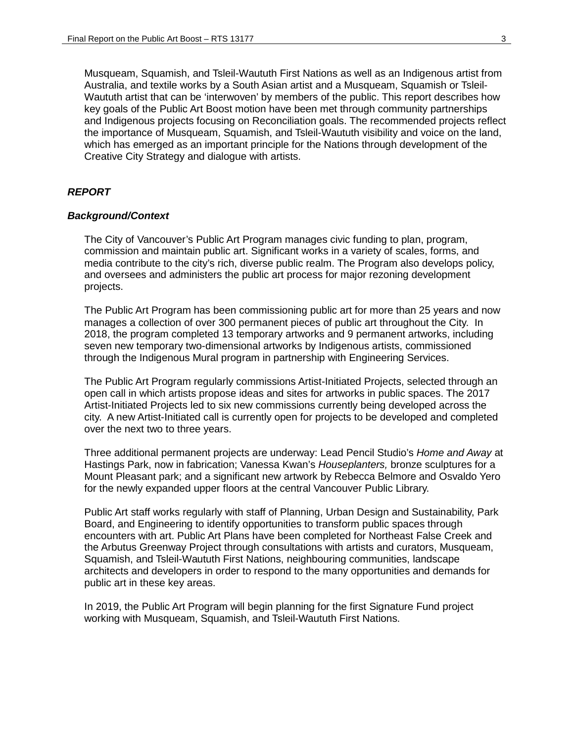Musqueam, Squamish, and Tsleil-Waututh First Nations as well as an Indigenous artist from Australia, and textile works by a South Asian artist and a Musqueam, Squamish or Tsleil-Waututh artist that can be 'interwoven' by members of the public. This report describes how key goals of the Public Art Boost motion have been met through community partnerships and Indigenous projects focusing on Reconciliation goals. The recommended projects reflect the importance of Musqueam, Squamish, and Tsleil-Waututh visibility and voice on the land, which has emerged as an important principle for the Nations through development of the Creative City Strategy and dialogue with artists.

## *REPORT*

### *Background/Context*

The City of Vancouver's Public Art Program manages civic funding to plan, program, commission and maintain public art. Significant works in a variety of scales, forms, and media contribute to the city's rich, diverse public realm. The Program also develops policy, and oversees and administers the public art process for major rezoning development projects.

The Public Art Program has been commissioning public art for more than 25 years and now manages a collection of over 300 permanent pieces of public art throughout the City. In 2018, the program completed 13 temporary artworks and 9 permanent artworks, including seven new temporary two-dimensional artworks by Indigenous artists, commissioned through the Indigenous Mural program in partnership with Engineering Services.

The Public Art Program regularly commissions Artist-Initiated Projects, selected through an open call in which artists propose ideas and sites for artworks in public spaces. The 2017 Artist-Initiated Projects led to six new commissions currently being developed across the city. A new Artist-Initiated call is currently open for projects to be developed and completed over the next two to three years.

Three additional permanent projects are underway: Lead Pencil Studio's *Home and Away* at Hastings Park, now in fabrication; Vanessa Kwan's *Houseplanters,* bronze sculptures for a Mount Pleasant park; and a significant new artwork by Rebecca Belmore and Osvaldo Yero for the newly expanded upper floors at the central Vancouver Public Library.

Public Art staff works regularly with staff of Planning, Urban Design and Sustainability, Park Board, and Engineering to identify opportunities to transform public spaces through encounters with art. Public Art Plans have been completed for Northeast False Creek and the Arbutus Greenway Project through consultations with artists and curators, Musqueam, Squamish, and Tsleil-Waututh First Nations, neighbouring communities, landscape architects and developers in order to respond to the many opportunities and demands for public art in these key areas.

In 2019, the Public Art Program will begin planning for the first Signature Fund project working with Musqueam, Squamish, and Tsleil-Waututh First Nations.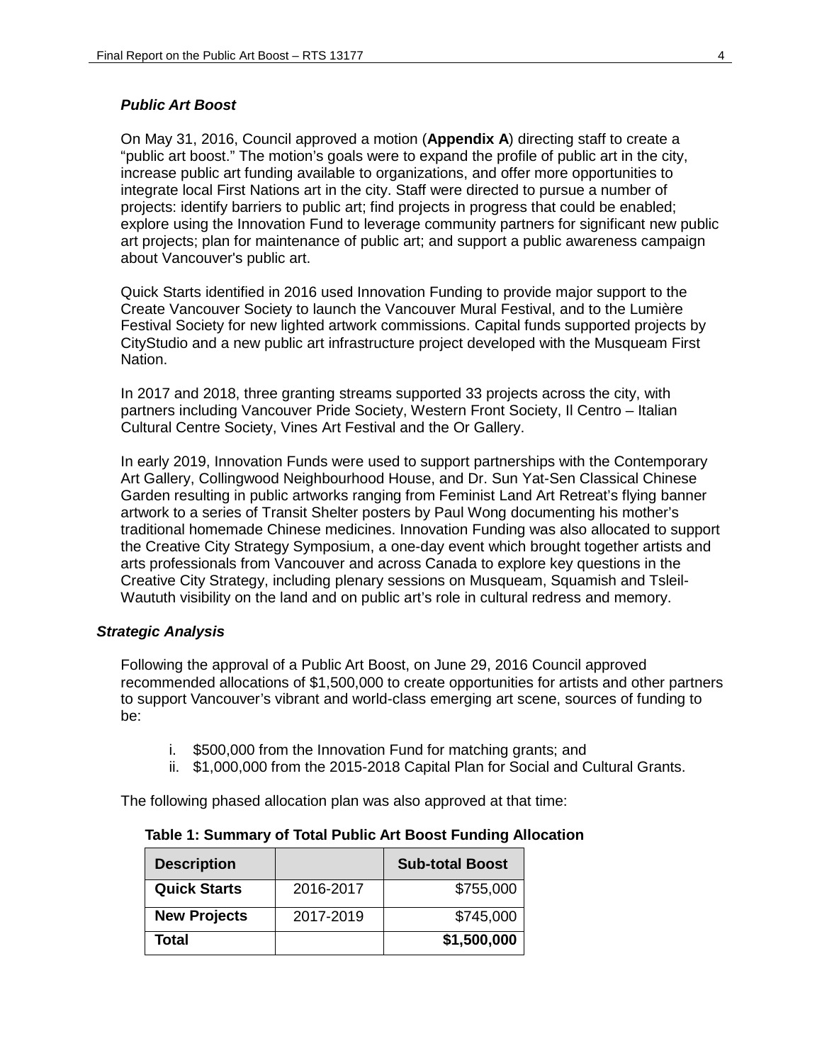### *Public Art Boost*

On May 31, 2016, Council approved a motion (**Appendix A**) directing staff to create a "public art boost." The motion's goals were to expand the profile of public art in the city, increase public art funding available to organizations, and offer more opportunities to integrate local First Nations art in the city. Staff were directed to pursue a number of projects: identify barriers to public art; find projects in progress that could be enabled; explore using the Innovation Fund to leverage community partners for significant new public art projects; plan for maintenance of public art; and support a public awareness campaign about Vancouver's public art.

Quick Starts identified in 2016 used Innovation Funding to provide major support to the Create Vancouver Society to launch the Vancouver Mural Festival, and to the Lumière Festival Society for new lighted artwork commissions. Capital funds supported projects by CityStudio and a new public art infrastructure project developed with the Musqueam First Nation.

In 2017 and 2018, three granting streams supported 33 projects across the city, with partners including Vancouver Pride Society, Western Front Society, Il Centro – Italian Cultural Centre Society, Vines Art Festival and the Or Gallery.

In early 2019, Innovation Funds were used to support partnerships with the Contemporary Art Gallery, Collingwood Neighbourhood House, and Dr. Sun Yat-Sen Classical Chinese Garden resulting in public artworks ranging from Feminist Land Art Retreat's flying banner artwork to a series of Transit Shelter posters by Paul Wong documenting his mother's traditional homemade Chinese medicines. Innovation Funding was also allocated to support the Creative City Strategy Symposium, a one-day event which brought together artists and arts professionals from Vancouver and across Canada to explore key questions in the Creative City Strategy, including plenary sessions on Musqueam, Squamish and Tsleil-Waututh visibility on the land and on public art's role in cultural redress and memory.

### *Strategic Analysis*

Following the approval of a Public Art Boost, on June 29, 2016 Council approved recommended allocations of $1,500,000 to create opportunities for artists and other partners to support Vancouver's vibrant and world-class emerging art scene, sources of funding to be:

i. $500,000 from the Innovation Fund for matching grants; and
ii. $1,000,000 from the 2015-2018 Capital Plan for Social and Cultural Grants.

The following phased allocation plan was also approved at that time:

**Table 1: Summary of Total Public Art Boost Funding Allocation**

| **Description** | | **Sub-total Boost** |
|---|---|---:|
| **Quick Starts** | 2016-2017 | $755,000 |
| **New Projects** | 2017-2019 | $745,000 |
| **Total** | | **$1,500,000** |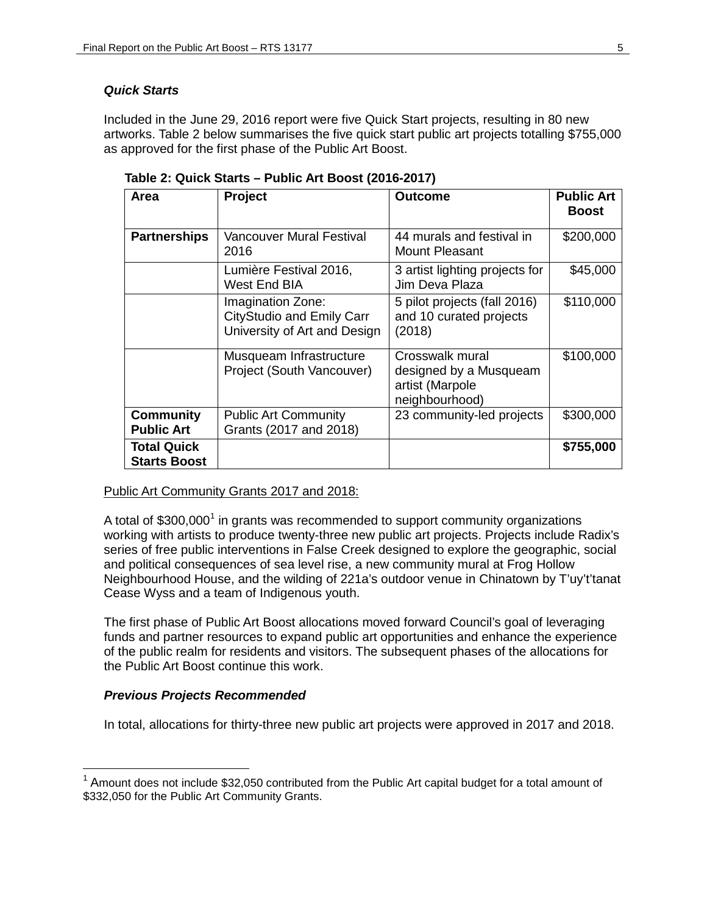### *Quick Starts*

Included in the June 29, 2016 report were five Quick Start projects, resulting in 80 new artworks. Table 2 below summarises the five quick start public art projects totalling $755,000 as approved for the first phase of the Public Art Boost.

**Table 2: Quick Starts – Public Art Boost (2016-2017)**

| Area | Project | Outcome | Public Art Boost |
|---|---|---|---|
| **Partnerships** | Vancouver Mural Festival 2016 | 44 murals and festival in Mount Pleasant | $200,000 |
| | Lumière Festival 2016, West End BIA | 3 artist lighting projects for Jim Deva Plaza | $45,000 |
| | Imagination Zone: CityStudio and Emily Carr University of Art and Design | 5 pilot projects (fall 2016) and 10 curated projects (2018) | $110,000 |
| | Musqueam Infrastructure Project (South Vancouver) | Crosswalk mural designed by a Musqueam artist (Marpole neighbourhood) | $100,000 |
| **Community Public Art** | Public Art Community Grants (2017 and 2018) | 23 community-led projects | $300,000 |
| **Total Quick Starts Boost** | | | **$755,000** |

<u>Public Art Community Grants 2017 and 2018:</u>

A total of $300,000[1] in grants was recommended to support community organizations working with artists to produce twenty-three new public art projects. Projects include Radix's series of free public interventions in False Creek designed to explore the geographic, social and political consequences of sea level rise, a new community mural at Frog Hollow Neighbourhood House, and the wilding of 221a's outdoor venue in Chinatown by T'uy't'tanat Cease Wyss and a team of Indigenous youth.

The first phase of Public Art Boost allocations moved forward Council's goal of leveraging funds and partner resources to expand public art opportunities and enhance the experience of the public realm for residents and visitors. The subsequent phases of the allocations for the Public Art Boost continue this work.

### *Previous Projects Recommended*

In total, allocations for thirty-three new public art projects were approved in 2017 and 2018.

---

[1] Amount does not include $32,050 contributed from the Public Art capital budget for a total amount of $332,050 for the Public Art Community Grants.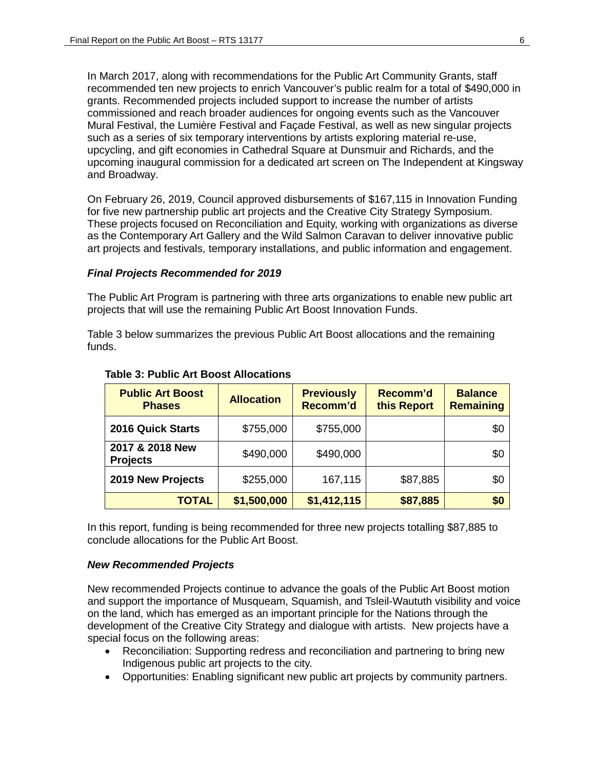In March 2017, along with recommendations for the Public Art Community Grants, staff recommended ten new projects to enrich Vancouver's public realm for a total of $490,000 in grants. Recommended projects included support to increase the number of artists commissioned and reach broader audiences for ongoing events such as the Vancouver Mural Festival, the Lumière Festival and Façade Festival, as well as new singular projects such as a series of six temporary interventions by artists exploring material re-use, upcycling, and gift economies in Cathedral Square at Dunsmuir and Richards, and the upcoming inaugural commission for a dedicated art screen on The Independent at Kingsway and Broadway.

On February 26, 2019, Council approved disbursements of $167,115 in Innovation Funding for five new partnership public art projects and the Creative City Strategy Symposium. These projects focused on Reconciliation and Equity, working with organizations as diverse as the Contemporary Art Gallery and the Wild Salmon Caravan to deliver innovative public art projects and festivals, temporary installations, and public information and engagement.

### *Final Projects Recommended for 2019*

The Public Art Program is partnering with three arts organizations to enable new public art projects that will use the remaining Public Art Boost Innovation Funds.

Table 3 below summarizes the previous Public Art Boost allocations and the remaining funds.

**Table 3: Public Art Boost Allocations**

| Public Art Boost Phases | Allocation | Previously Recomm'd | Recomm'd this Report | Balance Remaining |
|---|---|---|---|---|
| **2016 Quick Starts** | $755,000 | $755,000 | | $0 |
| **2017 & 2018 New Projects** | $490,000 | $490,000 | | $0 |
| **2019 New Projects** | $255,000 | 167,115 | $87,885 | $0 |
| **TOTAL** | **$1,500,000** | **$1,412,115** | **$87,885** | **$0** |

In this report, funding is being recommended for three new projects totalling $87,885 to conclude allocations for the Public Art Boost.

### *New Recommended Projects*

New recommended Projects continue to advance the goals of the Public Art Boost motion and support the importance of Musqueam, Squamish, and Tsleil-Waututh visibility and voice on the land, which has emerged as an important principle for the Nations through the development of the Creative City Strategy and dialogue with artists. New projects have a special focus on the following areas:

- Reconciliation: Supporting redress and reconciliation and partnering to bring new Indigenous public art projects to the city.
- Opportunities: Enabling significant new public art projects by community partners.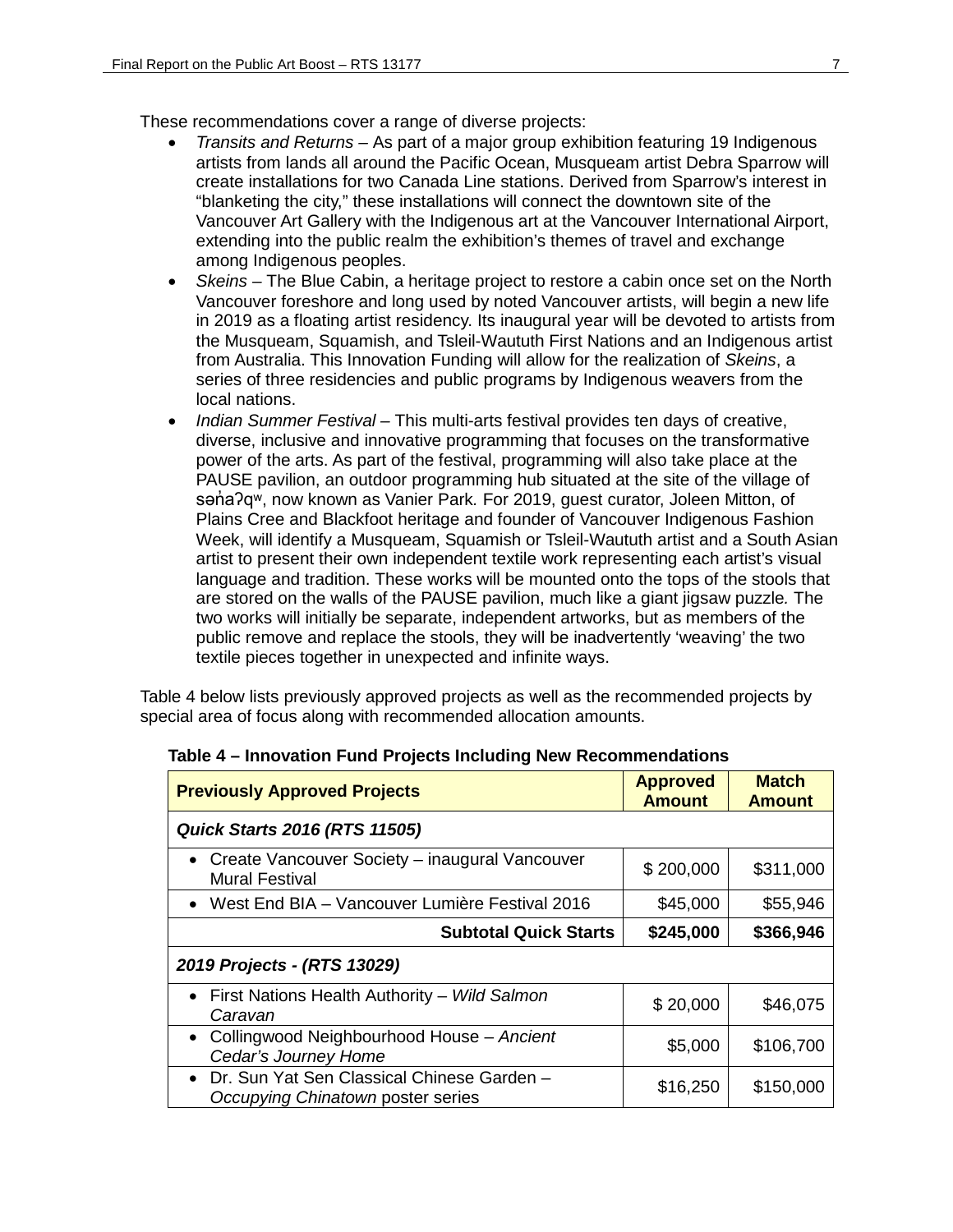These recommendations cover a range of diverse projects:

- *Transits and Returns* – As part of a major group exhibition featuring 19 Indigenous artists from lands all around the Pacific Ocean, Musqueam artist Debra Sparrow will create installations for two Canada Line stations. Derived from Sparrow's interest in "blanketing the city," these installations will connect the downtown site of the Vancouver Art Gallery with the Indigenous art at the Vancouver International Airport, extending into the public realm the exhibition's themes of travel and exchange among Indigenous peoples.
- *Skeins* – The Blue Cabin, a heritage project to restore a cabin once set on the North Vancouver foreshore and long used by noted Vancouver artists, will begin a new life in 2019 as a floating artist residency. Its inaugural year will be devoted to artists from the Musqueam, Squamish, and Tsleil-Waututh First Nations and an Indigenous artist from Australia. This Innovation Funding will allow for the realization of *Skeins*, a series of three residencies and public programs by Indigenous weavers from the local nations.
- *Indian Summer Festival* – This multi-arts festival provides ten days of creative, diverse, inclusive and innovative programming that focuses on the transformative power of the arts. As part of the festival, programming will also take place at the PAUSE pavilion, an outdoor programming hub situated at the site of the village of sən̓aʔqʷ, now known as Vanier Park. For 2019, guest curator, Joleen Mitton, of Plains Cree and Blackfoot heritage and founder of Vancouver Indigenous Fashion Week, will identify a Musqueam, Squamish or Tsleil-Waututh artist and a South Asian artist to present their own independent textile work representing each artist's visual language and tradition. These works will be mounted onto the tops of the stools that are stored on the walls of the PAUSE pavilion, much like a giant jigsaw puzzle. The two works will initially be separate, independent artworks, but as members of the public remove and replace the stools, they will be inadvertently 'weaving' the two textile pieces together in unexpected and infinite ways.

Table 4 below lists previously approved projects as well as the recommended projects by special area of focus along with recommended allocation amounts.

**Table 4 – Innovation Fund Projects Including New Recommendations**

| Previously Approved Projects | Approved Amount | Match Amount |
|---|---|---|
| ***Quick Starts 2016 (RTS 11505)*** | | |
| • Create Vancouver Society – inaugural Vancouver Mural Festival | $ 200,000 | $311,000 |
| • West End BIA – Vancouver Lumière Festival 2016 | $45,000 | $55,946 |
| **Subtotal Quick Starts** | **$245,000** | **$366,946** |
| ***2019 Projects - (RTS 13029)*** | | |
| • First Nations Health Authority – *Wild Salmon Caravan* | $ 20,000 | $46,075 |
| • Collingwood Neighbourhood House – *Ancient Cedar's Journey Home* | $5,000 | $106,700 |
| • Dr. Sun Yat Sen Classical Chinese Garden – *Occupying Chinatown* poster series | $16,250 | $150,000 |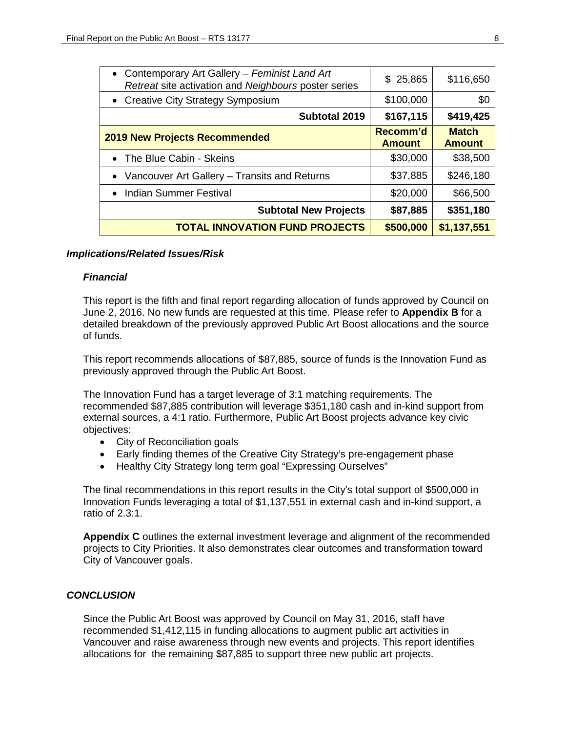| | | |
|---|---|---|
| • Contemporary Art Gallery – *Feminist Land Art Retreat* site activation and *Neighbours* poster series | $ 25,865 | $116,650 |
| • Creative City Strategy Symposium | $100,000 | $0 |
| **Subtotal 2019** | **$167,115** | **$419,425** |
| **2019 New Projects Recommended** | **Recomm'd Amount** | **Match Amount** |
| • The Blue Cabin - Skeins | $30,000 | $38,500 |
| • Vancouver Art Gallery – Transits and Returns | $37,885 | $246,180 |
| • Indian Summer Festival | $20,000 | $66,500 |
| **Subtotal New Projects** | **$87,885** | **$351,180** |
| **TOTAL INNOVATION FUND PROJECTS** | **$500,000** | **$1,137,551** |

### *Implications/Related Issues/Risk*

#### *Financial*

This report is the fifth and final report regarding allocation of funds approved by Council on June 2, 2016. No new funds are requested at this time. Please refer to **Appendix B** for a detailed breakdown of the previously approved Public Art Boost allocations and the source of funds.

This report recommends allocations of $87,885, source of funds is the Innovation Fund as previously approved through the Public Art Boost.

The Innovation Fund has a target leverage of 3:1 matching requirements. The recommended $87,885 contribution will leverage $351,180 cash and in-kind support from external sources, a 4:1 ratio. Furthermore, Public Art Boost projects advance key civic objectives:

- City of Reconciliation goals
- Early finding themes of the Creative City Strategy's pre-engagement phase
- Healthy City Strategy long term goal "Expressing Ourselves"

The final recommendations in this report results in the City's total support of $500,000 in Innovation Funds leveraging a total of $1,137,551 in external cash and in-kind support, a ratio of 2.3:1.

**Appendix C** outlines the external investment leverage and alignment of the recommended projects to City Priorities. It also demonstrates clear outcomes and transformation toward City of Vancouver goals.

### *CONCLUSION*

Since the Public Art Boost was approved by Council on May 31, 2016, staff have recommended $1,412,115 in funding allocations to augment public art activities in Vancouver and raise awareness through new events and projects. This report identifies allocations for the remaining $87,885 to support three new public art projects.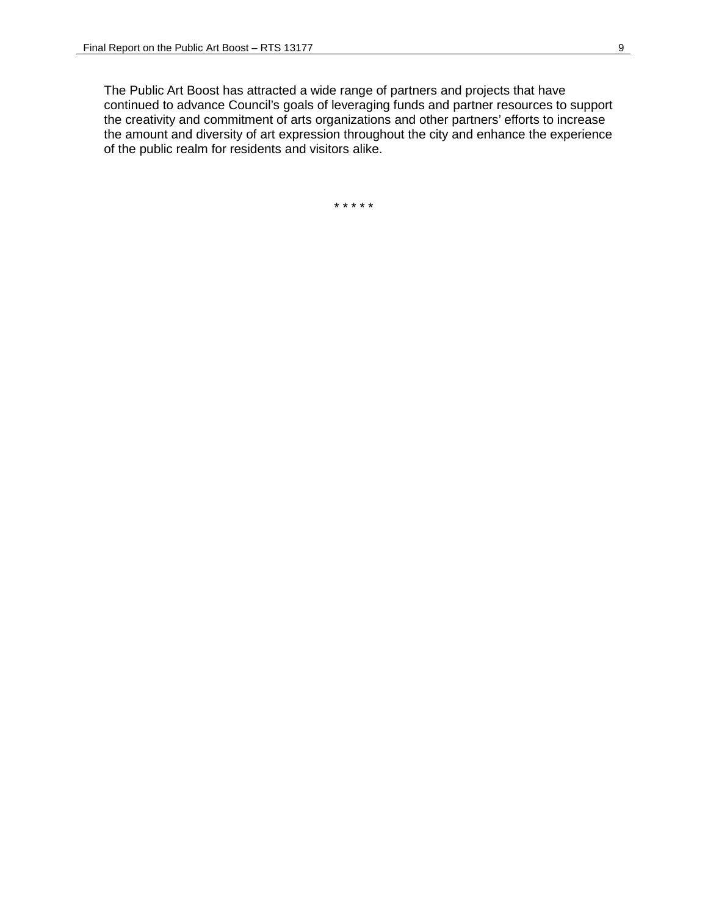The Public Art Boost has attracted a wide range of partners and projects that have continued to advance Council's goals of leveraging funds and partner resources to support the creativity and commitment of arts organizations and other partners' efforts to increase the amount and diversity of art expression throughout the city and enhance the experience of the public realm for residents and visitors alike.

\* \* \* \* \*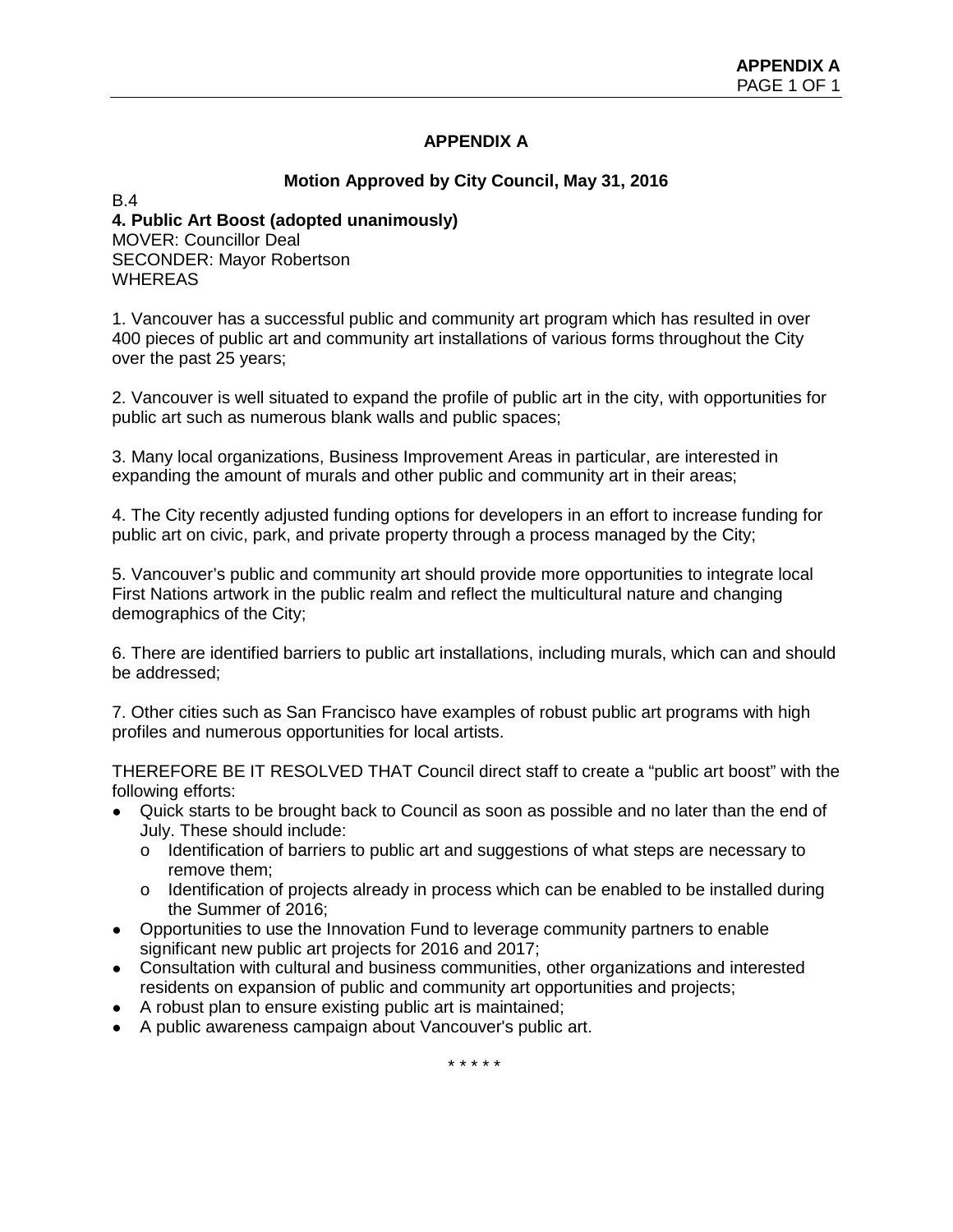# APPENDIX A

## Motion Approved by City Council, May 31, 2016

B.4

**4. Public Art Boost (adopted unanimously)**
MOVER: Councillor Deal
SECONDER: Mayor Robertson
WHEREAS

1. Vancouver has a successful public and community art program which has resulted in over 400 pieces of public art and community art installations of various forms throughout the City over the past 25 years;

2. Vancouver is well situated to expand the profile of public art in the city, with opportunities for public art such as numerous blank walls and public spaces;

3. Many local organizations, Business Improvement Areas in particular, are interested in expanding the amount of murals and other public and community art in their areas;

4. The City recently adjusted funding options for developers in an effort to increase funding for public art on civic, park, and private property through a process managed by the City;

5. Vancouver's public and community art should provide more opportunities to integrate local First Nations artwork in the public realm and reflect the multicultural nature and changing demographics of the City;

6. There are identified barriers to public art installations, including murals, which can and should be addressed;

7. Other cities such as San Francisco have examples of robust public art programs with high profiles and numerous opportunities for local artists.

THEREFORE BE IT RESOLVED THAT Council direct staff to create a "public art boost" with the following efforts:

- Quick starts to be brought back to Council as soon as possible and no later than the end of July. These should include:
  - Identification of barriers to public art and suggestions of what steps are necessary to remove them;
  - Identification of projects already in process which can be enabled to be installed during the Summer of 2016;
- Opportunities to use the Innovation Fund to leverage community partners to enable significant new public art projects for 2016 and 2017;
- Consultation with cultural and business communities, other organizations and interested residents on expansion of public and community art opportunities and projects;
- A robust plan to ensure existing public art is maintained;
- A public awareness campaign about Vancouver's public art.

\* \* \* \* \*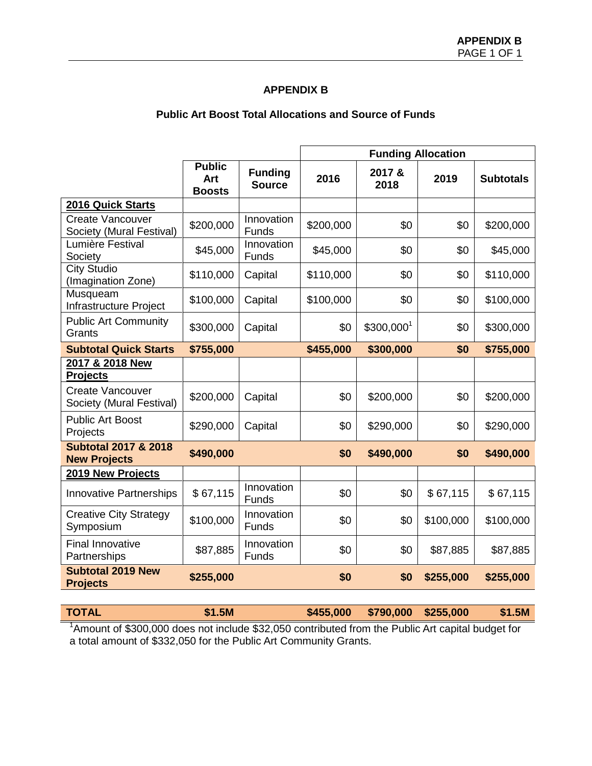# APPENDIX B

## Public Art Boost Total Allocations and Source of Funds

| | Public Art Boosts | Funding Source | Funding Allocation | | | |
|---|---|---|---|---|---|---|
| | | | 2016 | 2017 & 2018 | 2019 | Subtotals |
| **2016 Quick Starts** | | | | | | |
| Create Vancouver Society (Mural Festival) | $200,000 | Innovation Funds | $200,000 | $0 | $0 | $200,000 |
| Lumière Festival Society | $45,000 | Innovation Funds | $45,000 | $0 | $0 | $45,000 |
| City Studio (Imagination Zone) | $110,000 | Capital | $110,000 | $0 | $0 | $110,000 |
| Musqueam Infrastructure Project | $100,000 | Capital | $100,000 | $0 | $0 | $100,000 |
| Public Art Community Grants | $300,000 | Capital | $0 | $300,000[1] | $0 | $300,000 |
| **Subtotal Quick Starts** | **$755,000** | | **$455,000** | **$300,000** | **$0** | **$755,000** |
| **2017 & 2018 New Projects** | | | | | | |
| Create Vancouver Society (Mural Festival) | $200,000 | Capital | $0 | $200,000 | $0 | $200,000 |
| Public Art Boost Projects | $290,000 | Capital | $0 | $290,000 | $0 | $290,000 |
| **Subtotal 2017 & 2018 New Projects** | **$490,000** | | **$0** | **$490,000** | **$0** | **$490,000** |
| **2019 New Projects** | | | | | | |
| Innovative Partnerships | $ 67,115 | Innovation Funds | $0 | $0 | $ 67,115 | $ 67,115 |
| Creative City Strategy Symposium | $100,000 | Innovation Funds | $0 | $0 | $100,000 | $100,000 |
| Final Innovative Partnerships | $87,885 | Innovation Funds | $0 | $0 | $87,885 | $87,885 |
| **Subtotal 2019 New Projects** | **$255,000** | | **$0** | **$0** | **$255,000** | **$255,000** |
| **TOTAL** | **$1.5M** | | **$455,000** | **$790,000** | **$255,000** | **$1.5M** |

[1]Amount of $300,000 does not include $32,050 contributed from the Public Art capital budget for a total amount of $332,050 for the Public Art Community Grants.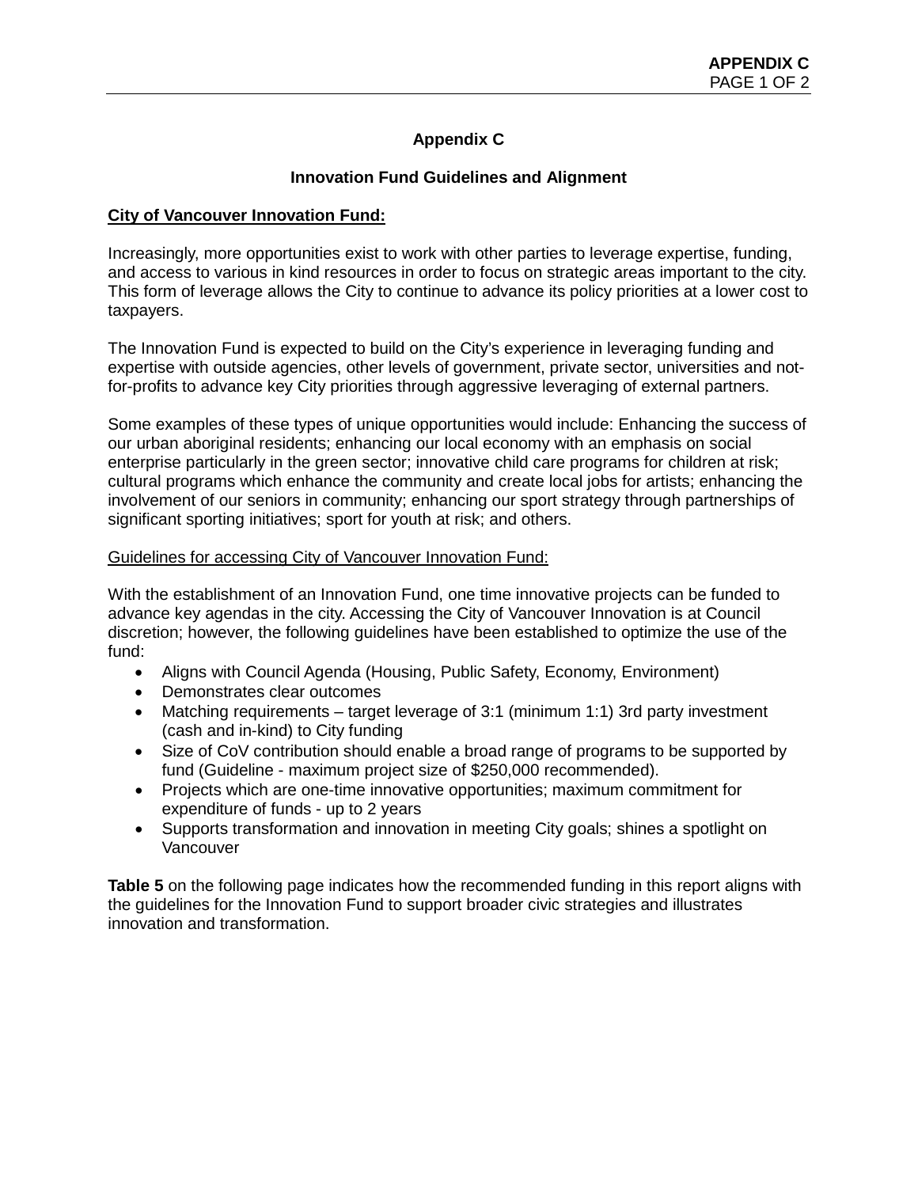## Appendix C

## Innovation Fund Guidelines and Alignment

**City of Vancouver Innovation Fund:**

Increasingly, more opportunities exist to work with other parties to leverage expertise, funding, and access to various in kind resources in order to focus on strategic areas important to the city. This form of leverage allows the City to continue to advance its policy priorities at a lower cost to taxpayers.

The Innovation Fund is expected to build on the City's experience in leveraging funding and expertise with outside agencies, other levels of government, private sector, universities and not-for-profits to advance key City priorities through aggressive leveraging of external partners.

Some examples of these types of unique opportunities would include: Enhancing the success of our urban aboriginal residents; enhancing our local economy with an emphasis on social enterprise particularly in the green sector; innovative child care programs for children at risk; cultural programs which enhance the community and create local jobs for artists; enhancing the involvement of our seniors in community; enhancing our sport strategy through partnerships of significant sporting initiatives; sport for youth at risk; and others.

Guidelines for accessing City of Vancouver Innovation Fund:

With the establishment of an Innovation Fund, one time innovative projects can be funded to advance key agendas in the city. Accessing the City of Vancouver Innovation is at Council discretion; however, the following guidelines have been established to optimize the use of the fund:

- Aligns with Council Agenda (Housing, Public Safety, Economy, Environment)
- Demonstrates clear outcomes
- Matching requirements – target leverage of 3:1 (minimum 1:1) 3rd party investment (cash and in-kind) to City funding
- Size of CoV contribution should enable a broad range of programs to be supported by fund (Guideline - maximum project size of $250,000 recommended).
- Projects which are one-time innovative opportunities; maximum commitment for expenditure of funds - up to 2 years
- Supports transformation and innovation in meeting City goals; shines a spotlight on Vancouver

**Table 5** on the following page indicates how the recommended funding in this report aligns with the guidelines for the Innovation Fund to support broader civic strategies and illustrates innovation and transformation.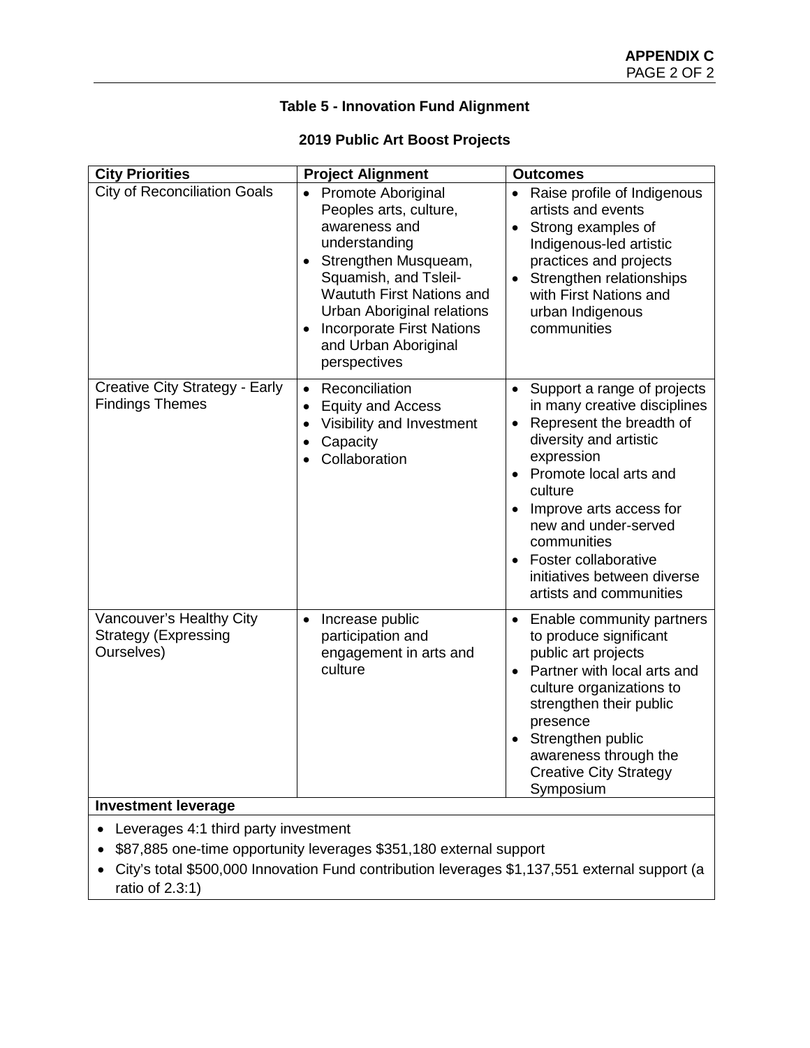**APPENDIX C**
PAGE 2 OF 2

### Table 5 - Innovation Fund Alignment

### 2019 Public Art Boost Projects

| City Priorities | Project Alignment | Outcomes |
|---|---|---|
| City of Reconciliation Goals | • Promote Aboriginal Peoples arts, culture, awareness and understanding<br>• Strengthen Musqueam, Squamish, and Tsleil-Waututh First Nations and Urban Aboriginal relations<br>• Incorporate First Nations and Urban Aboriginal perspectives | • Raise profile of Indigenous artists and events<br>• Strong examples of Indigenous-led artistic practices and projects<br>• Strengthen relationships with First Nations and urban Indigenous communities |
| Creative City Strategy - Early Findings Themes | • Reconciliation<br>• Equity and Access<br>• Visibility and Investment<br>• Capacity<br>• Collaboration | • Support a range of projects in many creative disciplines<br>• Represent the breadth of diversity and artistic expression<br>• Promote local arts and culture<br>• Improve arts access for new and under-served communities<br>• Foster collaborative initiatives between diverse artists and communities |
| Vancouver's Healthy City Strategy (Expressing Ourselves) | • Increase public participation and engagement in arts and culture | • Enable community partners to produce significant public art projects<br>• Partner with local arts and culture organizations to strengthen their public presence<br>• Strengthen public awareness through the Creative City Strategy Symposium |
| **Investment leverage** | | |
| • Leverages 4:1 third party investment<br>• \$87,885 one-time opportunity leverages \$351,180 external support<br>• City's total \$500,000 Innovation Fund contribution leverages \$1,137,551 external support (a ratio of 2.3:1) | | |